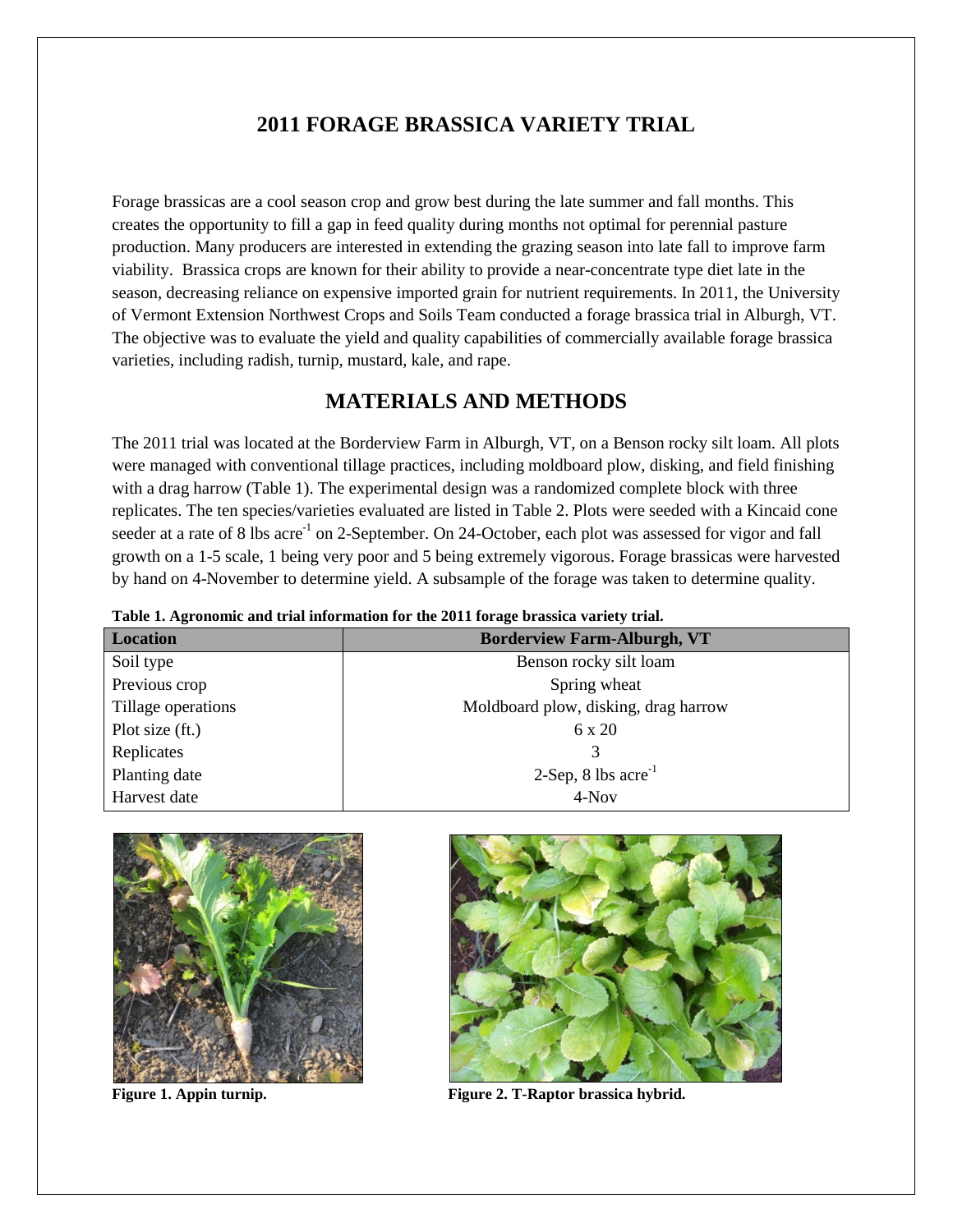# 2011 FORAGE BRASSICA VARIETY TRIAL

Forage brassicas are a cool season crop and grow best during the late summer and fall months. This creates the opportunity to fill a gap in feed quality during months not optimal for perennial pasture production. Many producers are interested in extending the grazing season into late fall to improve farm viability. Brassica crops are known for their ability to provide a near-concentrate type diet late in the season, decreasing reliance on expensive imported grain for nutrient requirements. In 2011, the University of Vermont Extension Northwest Crops and Soils Team conducted a forage brassica trial in Alburgh, VT. The objective was to evaluate the yield and quality capabilities of commercially available forage brassica varieties, including radish, turnip, mustard, kale, and rape.

## MATERIALS AND METHODS

The 2011 trial was located at the Borderview Farm in Alburgh, VT, on a Benson rocky silt loam. All plots were managed with conventional tillage practices, including moldboard plow, disking, and field finishing with a drag harrow (Table 1). The experimental design was a randomized complete block with three replicates. The ten species/varieties evaluated are listed in Table 2. Plots were seeded with a Kincaid cone seeder at a rate of 8 lbs acre$^{-1}$ on 2-September. On 24-October, each plot was assessed for vigor and fall growth on a 1-5 scale, 1 being very poor and 5 being extremely vigorous. Forage brassicas were harvested by hand on 4-November to determine yield. A subsample of the forage was taken to determine quality.

**Table 1. Agronomic and trial information for the 2011 forage brassica variety trial.**

| Location | Borderview Farm-Alburgh, VT |
|---|---|
| Soil type | Benson rocky silt loam |
| Previous crop | Spring wheat |
| Tillage operations | Moldboard plow, disking, drag harrow |
| Plot size (ft.) | 6 x 20 |
| Replicates | 3 |
| Planting date | 2-Sep, 8 lbs acre$^{-1}$ |
| Harvest date | 4-Nov |

**Figure 1. Appin turnip.**

**Figure 2. T-Raptor brassica hybrid.**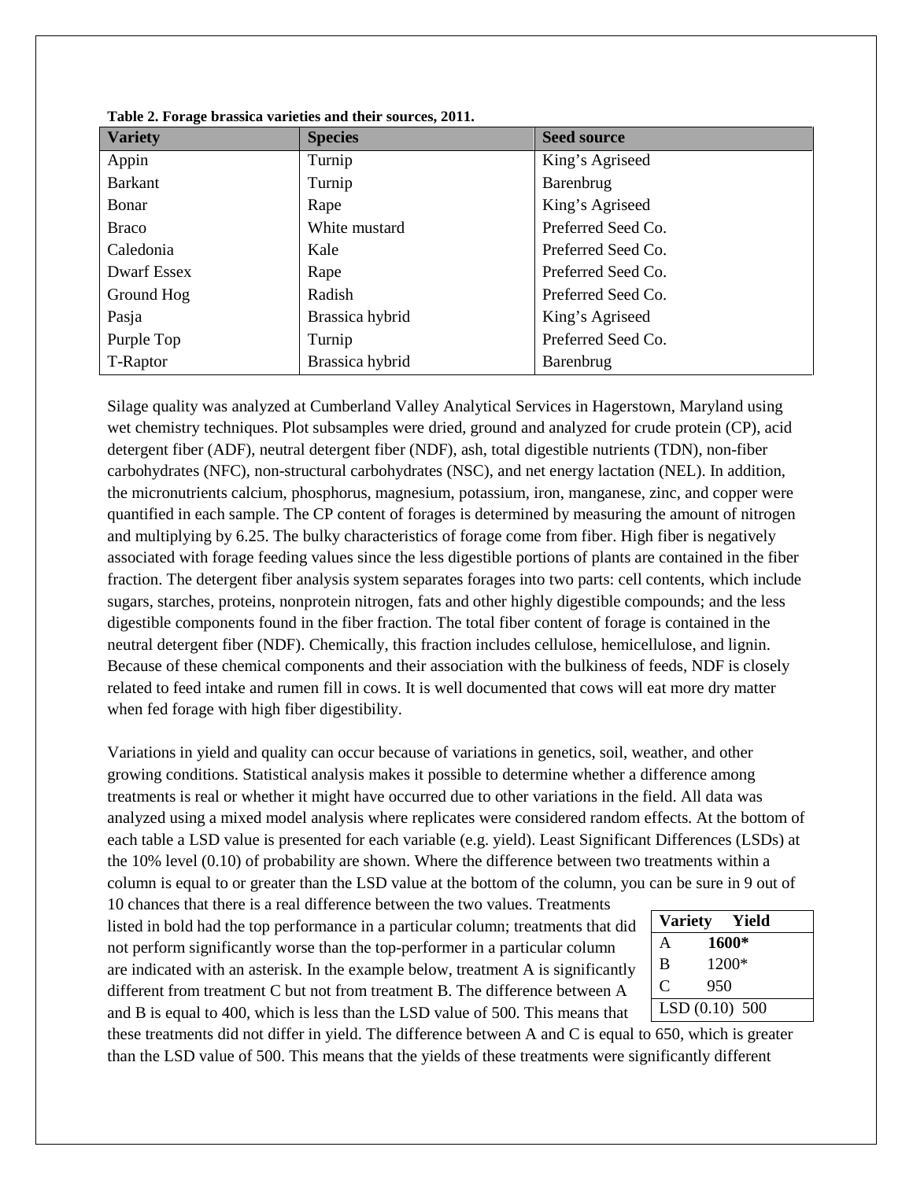**Table 2. Forage brassica varieties and their sources, 2011.**

| Variety | Species | Seed source |
|---|---|---|
| Appin | Turnip | King's Agriseed |
| Barkant | Turnip | Barenbrug |
| Bonar | Rape | King's Agriseed |
| Braco | White mustard | Preferred Seed Co. |
| Caledonia | Kale | Preferred Seed Co. |
| Dwarf Essex | Rape | Preferred Seed Co. |
| Ground Hog | Radish | Preferred Seed Co. |
| Pasja | Brassica hybrid | King's Agriseed |
| Purple Top | Turnip | Preferred Seed Co. |
| T-Raptor | Brassica hybrid | Barenbrug |

Silage quality was analyzed at Cumberland Valley Analytical Services in Hagerstown, Maryland using wet chemistry techniques. Plot subsamples were dried, ground and analyzed for crude protein (CP), acid detergent fiber (ADF), neutral detergent fiber (NDF), ash, total digestible nutrients (TDN), non-fiber carbohydrates (NFC), non-structural carbohydrates (NSC), and net energy lactation (NEL). In addition, the micronutrients calcium, phosphorus, magnesium, potassium, iron, manganese, zinc, and copper were quantified in each sample. The CP content of forages is determined by measuring the amount of nitrogen and multiplying by 6.25. The bulky characteristics of forage come from fiber. High fiber is negatively associated with forage feeding values since the less digestible portions of plants are contained in the fiber fraction. The detergent fiber analysis system separates forages into two parts: cell contents, which include sugars, starches, proteins, nonprotein nitrogen, fats and other highly digestible compounds; and the less digestible components found in the fiber fraction. The total fiber content of forage is contained in the neutral detergent fiber (NDF). Chemically, this fraction includes cellulose, hemicellulose, and lignin. Because of these chemical components and their association with the bulkiness of feeds, NDF is closely related to feed intake and rumen fill in cows. It is well documented that cows will eat more dry matter when fed forage with high fiber digestibility.

Variations in yield and quality can occur because of variations in genetics, soil, weather, and other growing conditions. Statistical analysis makes it possible to determine whether a difference among treatments is real or whether it might have occurred due to other variations in the field. All data was analyzed using a mixed model analysis where replicates were considered random effects. At the bottom of each table a LSD value is presented for each variable (e.g. yield). Least Significant Differences (LSDs) at the 10% level (0.10) of probability are shown. Where the difference between two treatments within a column is equal to or greater than the LSD value at the bottom of the column, you can be sure in 9 out of 10 chances that there is a real difference between the two values. Treatments listed in bold had the top performance in a particular column; treatments that did not perform significantly worse than the top-performer in a particular column are indicated with an asterisk. In the example below, treatment A is significantly different from treatment C but not from treatment B. The difference between A and B is equal to 400, which is less than the LSD value of 500. This means that these treatments did not differ in yield. The difference between A and C is equal to 650, which is greater than the LSD value of 500. This means that the yields of these treatments were significantly different

| Variety | Yield |
|---|---|
| A | **1600*** |
| B | 1200* |
| C | 950 |
| LSD (0.10) | 500 |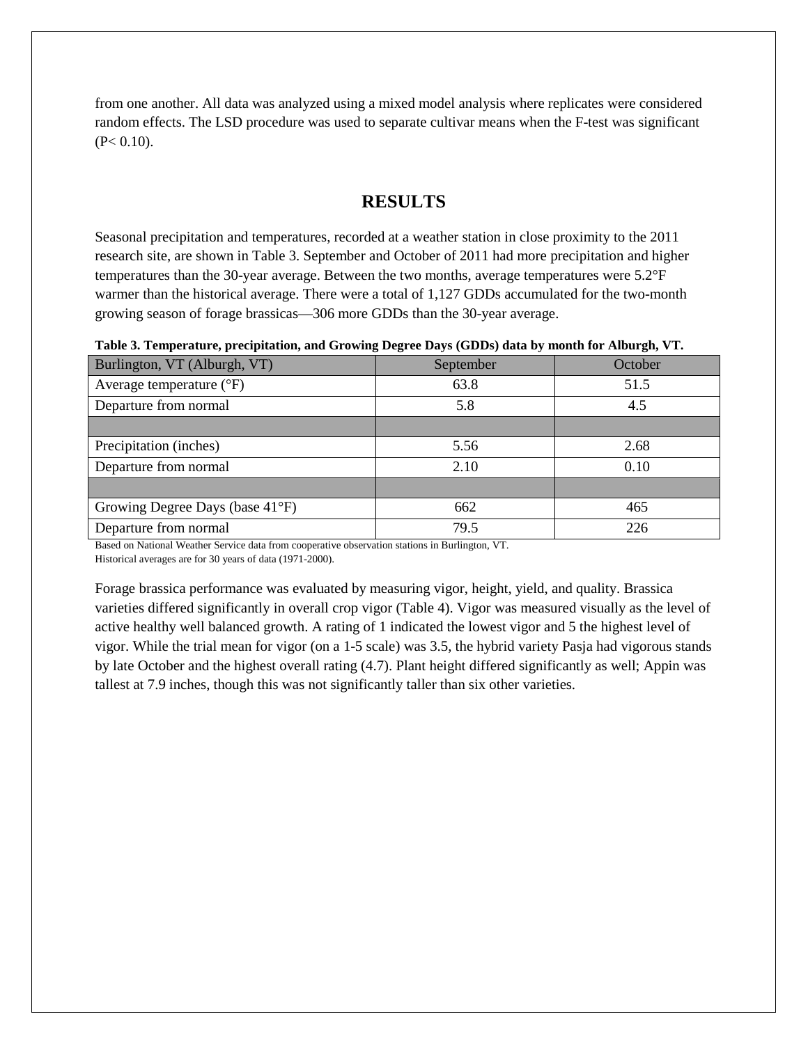from one another. All data was analyzed using a mixed model analysis where replicates were considered random effects. The LSD procedure was used to separate cultivar means when the F-test was significant ($P < 0.10$).

# RESULTS

Seasonal precipitation and temperatures, recorded at a weather station in close proximity to the 2011 research site, are shown in Table 3. September and October of 2011 had more precipitation and higher temperatures than the 30-year average. Between the two months, average temperatures were 5.2°F warmer than the historical average. There were a total of 1,127 GDDs accumulated for the two-month growing season of forage brassicas—306 more GDDs than the 30-year average.

**Table 3. Temperature, precipitation, and Growing Degree Days (GDDs) data by month for Alburgh, VT.**

| Burlington, VT (Alburgh, VT) | September | October |
|---|---|---|
| Average temperature (°F) | 63.8 | 51.5 |
| Departure from normal | 5.8 | 4.5 |
| | | |
| Precipitation (inches) | 5.56 | 2.68 |
| Departure from normal | 2.10 | 0.10 |
| | | |
| Growing Degree Days (base 41°F) | 662 | 465 |
| Departure from normal | 79.5 | 226 |

Based on National Weather Service data from cooperative observation stations in Burlington, VT.
Historical averages are for 30 years of data (1971-2000).

Forage brassica performance was evaluated by measuring vigor, height, yield, and quality. Brassica varieties differed significantly in overall crop vigor (Table 4). Vigor was measured visually as the level of active healthy well balanced growth. A rating of 1 indicated the lowest vigor and 5 the highest level of vigor. While the trial mean for vigor (on a 1-5 scale) was 3.5, the hybrid variety Pasja had vigorous stands by late October and the highest overall rating (4.7). Plant height differed significantly as well; Appin was tallest at 7.9 inches, though this was not significantly taller than six other varieties.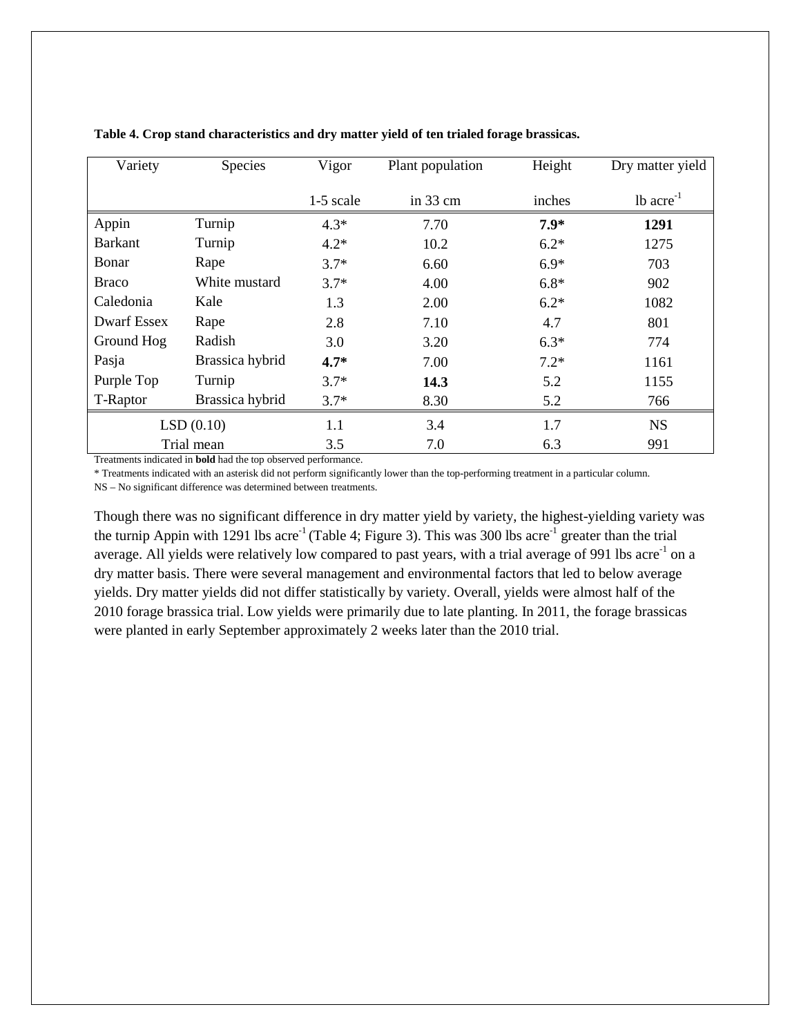**Table 4. Crop stand characteristics and dry matter yield of ten trialed forage brassicas.**

| Variety | Species | Vigor | Plant population | Height | Dry matter yield |
|---|---|---|---|---|---|
| | | 1-5 scale | in 33 cm | inches | lb $acre^{-1}$ |
| Appin | Turnip | 4.3* | 7.70 | **7.9*** | **1291** |
| Barkant | Turnip | 4.2* | 10.2 | 6.2* | 1275 |
| Bonar | Rape | 3.7* | 6.60 | 6.9* | 703 |
| Braco | White mustard | 3.7* | 4.00 | 6.8* | 902 |
| Caledonia | Kale | 1.3 | 2.00 | 6.2* | 1082 |
| Dwarf Essex | Rape | 2.8 | 7.10 | 4.7 | 801 |
| Ground Hog | Radish | 3.0 | 3.20 | 6.3* | 774 |
| Pasja | Brassica hybrid | **4.7*** | 7.00 | 7.2* | 1161 |
| Purple Top | Turnip | 3.7* | **14.3** | 5.2 | 1155 |
| T-Raptor | Brassica hybrid | 3.7* | 8.30 | 5.2 | 766 |
| LSD (0.10) | | 1.1 | 3.4 | 1.7 | NS |
| Trial mean | | 3.5 | 7.0 | 6.3 | 991 |

Treatments indicated in **bold** had the top observed performance.

* Treatments indicated with an asterisk did not perform significantly lower than the top-performing treatment in a particular column.

NS – No significant difference was determined between treatments.

Though there was no significant difference in dry matter yield by variety, the highest-yielding variety was the turnip Appin with 1291 lbs $acre^{-1}$ (Table 4; Figure 3). This was 300 lbs $acre^{-1}$ greater than the trial average. All yields were relatively low compared to past years, with a trial average of 991 lbs $acre^{-1}$ on a dry matter basis. There were several management and environmental factors that led to below average yields. Dry matter yields did not differ statistically by variety. Overall, yields were almost half of the 2010 forage brassica trial. Low yields were primarily due to late planting. In 2011, the forage brassicas were planted in early September approximately 2 weeks later than the 2010 trial.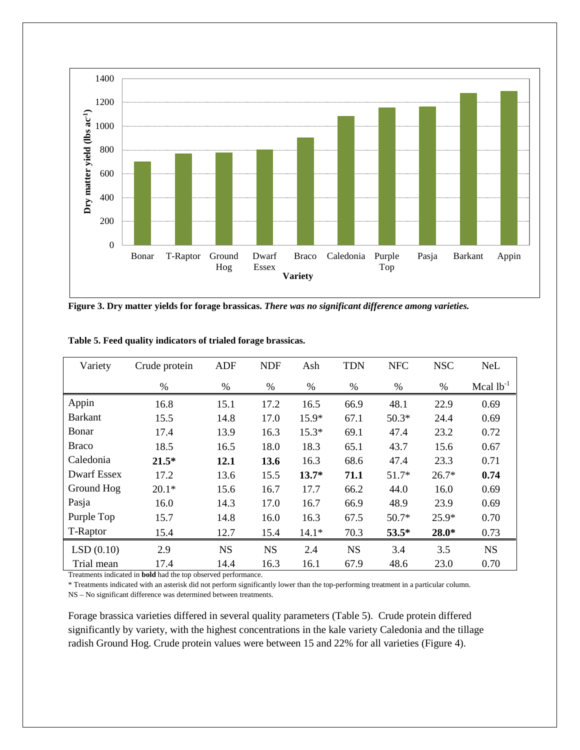**Figure 3. Dry matter yields for forage brassicas.** ***There was no significant difference among varieties.***

**Table 5. Feed quality indicators of trialed forage brassicas.**

| Variety | Crude protein | ADF | NDF | Ash | TDN | NFC | NSC | NeL |
|---|---|---|---|---|---|---|---|---|
| | % | % | % | % | % | % | % | Mcal $lb^{-1}$ |
| Appin | 16.8 | 15.1 | 17.2 | 16.5 | 66.9 | 48.1 | 22.9 | 0.69 |
| Barkant | 15.5 | 14.8 | 17.0 | 15.9* | 67.1 | 50.3* | 24.4 | 0.69 |
| Bonar | 17.4 | 13.9 | 16.3 | 15.3* | 69.1 | 47.4 | 23.2 | 0.72 |
| Braco | 18.5 | 16.5 | 18.0 | 18.3 | 65.1 | 43.7 | 15.6 | 0.67 |
| Caledonia | **21.5*** | **12.1** | **13.6** | 16.3 | 68.6 | 47.4 | 23.3 | 0.71 |
| Dwarf Essex | 17.2 | 13.6 | 15.5 | **13.7*** | **71.1** | 51.7* | 26.7* | **0.74** |
| Ground Hog | 20.1* | 15.6 | 16.7 | 17.7 | 66.2 | 44.0 | 16.0 | 0.69 |
| Pasja | 16.0 | 14.3 | 17.0 | 16.7 | 66.9 | 48.9 | 23.9 | 0.69 |
| Purple Top | 15.7 | 14.8 | 16.0 | 16.3 | 67.5 | 50.7* | 25.9* | 0.70 |
| T-Raptor | 15.4 | 12.7 | 15.4 | 14.1* | 70.3 | **53.5*** | **28.0*** | 0.73 |
| LSD (0.10) | 2.9 | NS | NS | 2.4 | NS | 3.4 | 3.5 | NS |
| Trial mean | 17.4 | 14.4 | 16.3 | 16.1 | 67.9 | 48.6 | 23.0 | 0.70 |

Treatments indicated in **bold** had the top observed performance.

* Treatments indicated with an asterisk did not perform significantly lower than the top-performing treatment in a particular column.

NS – No significant difference was determined between treatments.

Forage brassica varieties differed in several quality parameters (Table 5). Crude protein differed significantly by variety, with the highest concentrations in the kale variety Caledonia and the tillage radish Ground Hog. Crude protein values were between 15 and 22% for all varieties (Figure 4).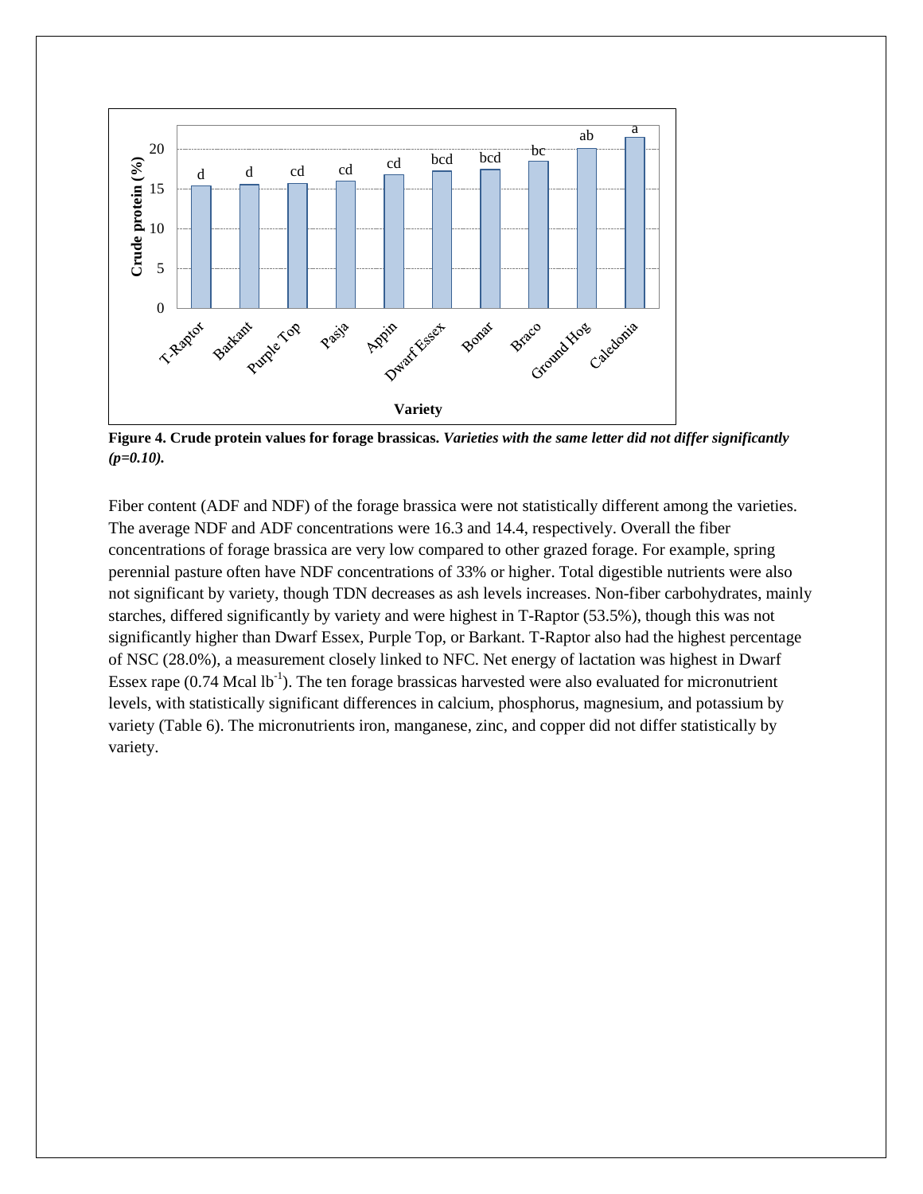**Figure 4. Crude protein values for forage brassicas.** ***Varieties with the same letter did not differ significantly (p=0.10).***

Fiber content (ADF and NDF) of the forage brassica were not statistically different among the varieties. The average NDF and ADF concentrations were 16.3 and 14.4, respectively. Overall the fiber concentrations of forage brassica are very low compared to other grazed forage. For example, spring perennial pasture often have NDF concentrations of 33% or higher. Total digestible nutrients were also not significant by variety, though TDN decreases as ash levels increases. Non-fiber carbohydrates, mainly starches, differed significantly by variety and were highest in T-Raptor (53.5%), though this was not significantly higher than Dwarf Essex, Purple Top, or Barkant. T-Raptor also had the highest percentage of NSC (28.0%), a measurement closely linked to NFC. Net energy of lactation was highest in Dwarf Essex rape (0.74 Mcal $lb^{-1}$). The ten forage brassicas harvested were also evaluated for micronutrient levels, with statistically significant differences in calcium, phosphorus, magnesium, and potassium by variety (Table 6). The micronutrients iron, manganese, zinc, and copper did not differ statistically by variety.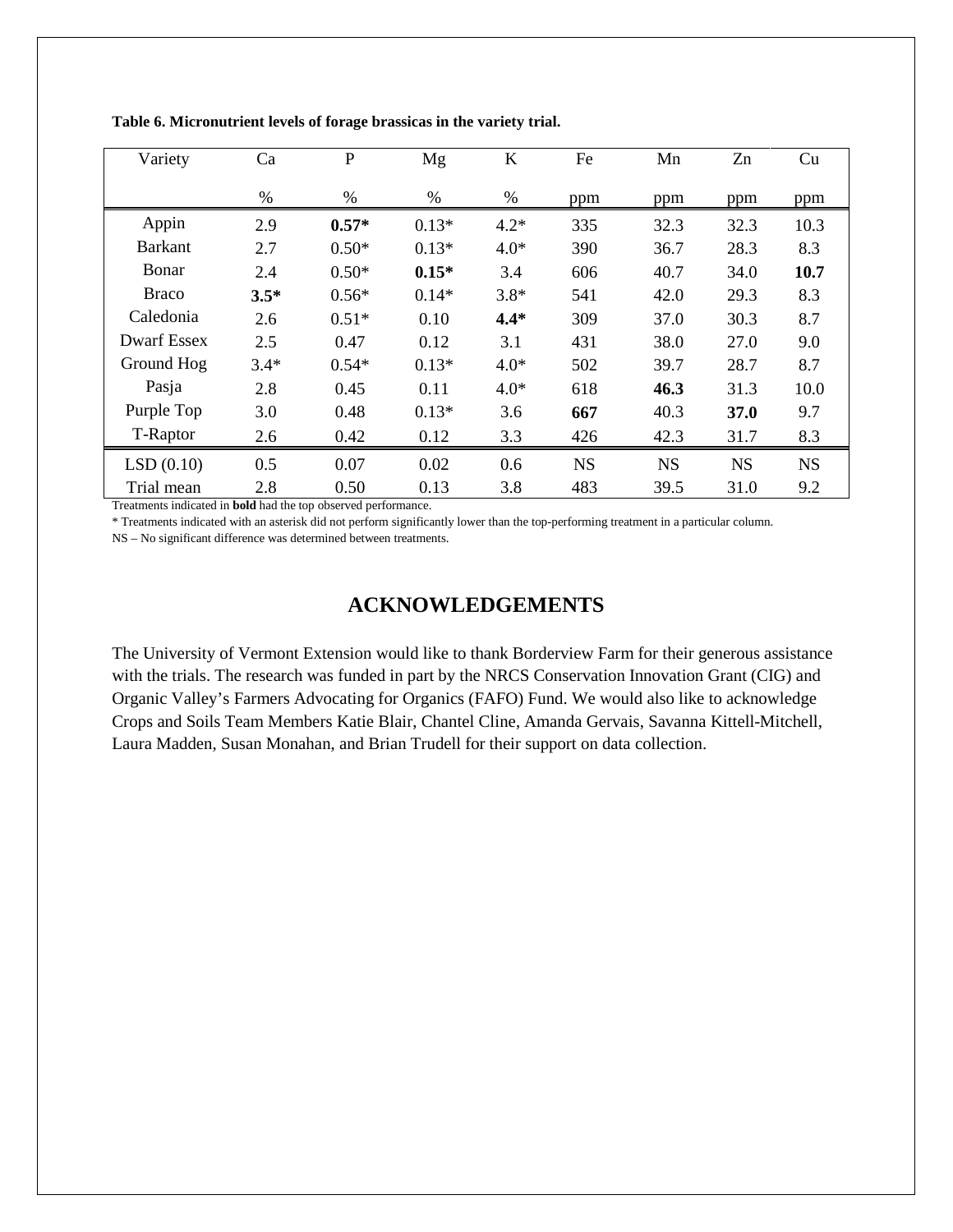**Table 6. Micronutrient levels of forage brassicas in the variety trial.**

| Variety | Ca | P | Mg | K | Fe | Mn | Zn | Cu |
|---|---|---|---|---|---|---|---|---|
| | % | % | % | % | ppm | ppm | ppm | ppm |
| Appin | 2.9 | **0.57*** | 0.13* | 4.2* | 335 | 32.3 | 32.3 | 10.3 |
| Barkant | 2.7 | 0.50* | 0.13* | 4.0* | 390 | 36.7 | 28.3 | 8.3 |
| Bonar | 2.4 | 0.50* | **0.15*** | 3.4 | 606 | 40.7 | 34.0 | **10.7** |
| Braco | **3.5*** | 0.56* | 0.14* | 3.8* | 541 | 42.0 | 29.3 | 8.3 |
| Caledonia | 2.6 | 0.51* | 0.10 | **4.4*** | 309 | 37.0 | 30.3 | 8.7 |
| Dwarf Essex | 2.5 | 0.47 | 0.12 | 3.1 | 431 | 38.0 | 27.0 | 9.0 |
| Ground Hog | 3.4* | 0.54* | 0.13* | 4.0* | 502 | 39.7 | 28.7 | 8.7 |
| Pasja | 2.8 | 0.45 | 0.11 | 4.0* | 618 | **46.3** | 31.3 | 10.0 |
| Purple Top | 3.0 | 0.48 | 0.13* | 3.6 | **667** | 40.3 | **37.0** | 9.7 |
| T-Raptor | 2.6 | 0.42 | 0.12 | 3.3 | 426 | 42.3 | 31.7 | 8.3 |
| LSD (0.10) | 0.5 | 0.07 | 0.02 | 0.6 | NS | NS | NS | NS |
| Trial mean | 2.8 | 0.50 | 0.13 | 3.8 | 483 | 39.5 | 31.0 | 9.2 |

Treatments indicated in **bold** had the top observed performance.

* Treatments indicated with an asterisk did not perform significantly lower than the top-performing treatment in a particular column.

NS – No significant difference was determined between treatments.

## ACKNOWLEDGEMENTS

The University of Vermont Extension would like to thank Borderview Farm for their generous assistance with the trials. The research was funded in part by the NRCS Conservation Innovation Grant (CIG) and Organic Valley's Farmers Advocating for Organics (FAFO) Fund. We would also like to acknowledge Crops and Soils Team Members Katie Blair, Chantel Cline, Amanda Gervais, Savanna Kittell-Mitchell, Laura Madden, Susan Monahan, and Brian Trudell for their support on data collection.